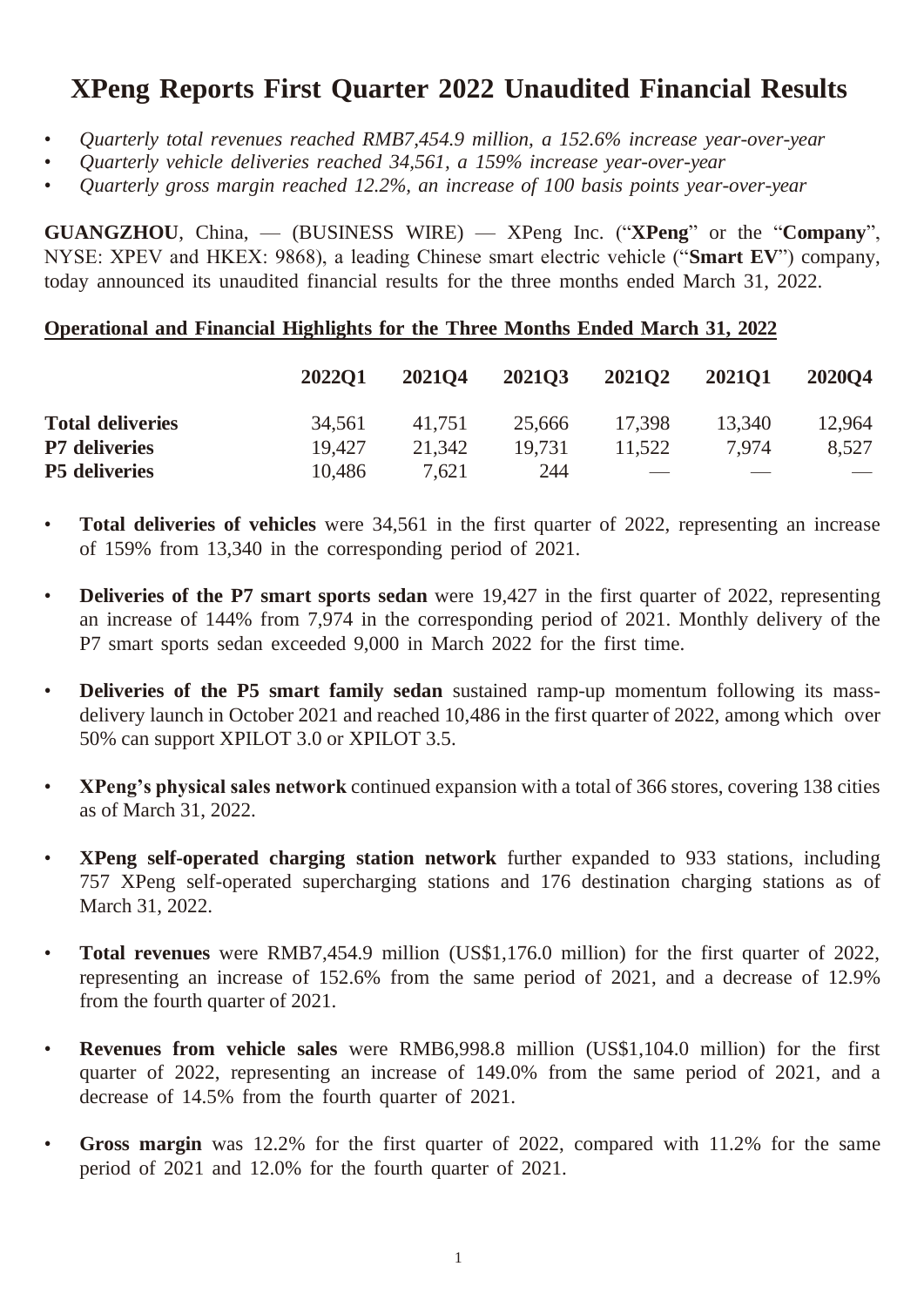# XPeng Reports First Quarter 2022 Unaudited Financial Results

- *Quarterly total revenues reached RMB7,454.9 million, a 152.6% increase year-over-year*
- *Quarterly vehicle deliveries reached 34,561, a 159% increase year-over-year*
- *Quarterly gross margin reached 12.2%, an increase of 100 basis points year-over-year*

**GUANGZHOU**, China, — (BUSINESS WIRE) — XPeng Inc. ("**XPeng**" or the "**Company**", NYSE: XPEV and HKEX: 9868), a leading Chinese smart electric vehicle ("**Smart EV**") company, today announced its unaudited financial results for the three months ended March 31, 2022.

## Operational and Financial Highlights for the Three Months Ended March 31, 2022

| | 2022Q1 | 2021Q4 | 2021Q3 | 2021Q2 | 2021Q1 | 2020Q4 |
|---|---|---|---|---|---|---|
| **Total deliveries** | 34,561 | 41,751 | 25,666 | 17,398 | 13,340 | 12,964 |
| **P7 deliveries** | 19,427 | 21,342 | 19,731 | 11,522 | 7,974 | 8,527 |
| **P5 deliveries** | 10,486 | 7,621 | 244 | — | — | — |

- **Total deliveries of vehicles** were 34,561 in the first quarter of 2022, representing an increase of 159% from 13,340 in the corresponding period of 2021.
- **Deliveries of the P7 smart sports sedan** were 19,427 in the first quarter of 2022, representing an increase of 144% from 7,974 in the corresponding period of 2021. Monthly delivery of the P7 smart sports sedan exceeded 9,000 in March 2022 for the first time.
- **Deliveries of the P5 smart family sedan** sustained ramp-up momentum following its mass-delivery launch in October 2021 and reached 10,486 in the first quarter of 2022, among which over 50% can support XPILOT 3.0 or XPILOT 3.5.
- **XPeng's physical sales network** continued expansion with a total of 366 stores, covering 138 cities as of March 31, 2022.
- **XPeng self-operated charging station network** further expanded to 933 stations, including 757 XPeng self-operated supercharging stations and 176 destination charging stations as of March 31, 2022.
- **Total revenues** were RMB7,454.9 million (US$1,176.0 million) for the first quarter of 2022, representing an increase of 152.6% from the same period of 2021, and a decrease of 12.9% from the fourth quarter of 2021.
- **Revenues from vehicle sales** were RMB6,998.8 million (US$1,104.0 million) for the first quarter of 2022, representing an increase of 149.0% from the same period of 2021, and a decrease of 14.5% from the fourth quarter of 2021.
- **Gross margin** was 12.2% for the first quarter of 2022, compared with 11.2% for the same period of 2021 and 12.0% for the fourth quarter of 2021.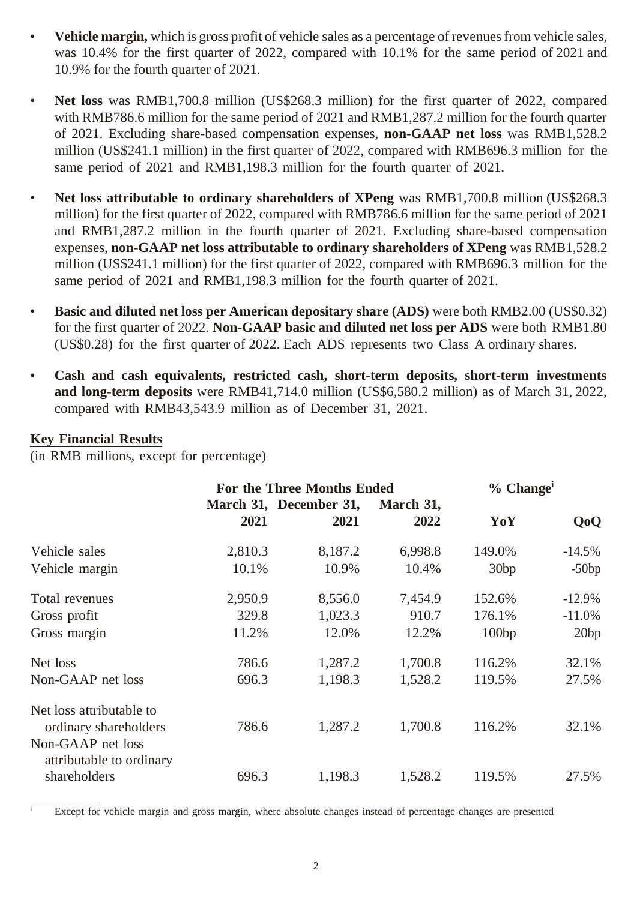- **Vehicle margin,** which is gross profit of vehicle sales as a percentage of revenues from vehicle sales, was 10.4% for the first quarter of 2022, compared with 10.1% for the same period of 2021 and 10.9% for the fourth quarter of 2021.

- **Net loss** was RMB1,700.8 million (US$268.3 million) for the first quarter of 2022, compared with RMB786.6 million for the same period of 2021 and RMB1,287.2 million for the fourth quarter of 2021. Excluding share-based compensation expenses, **non-GAAP net loss** was RMB1,528.2 million (US$241.1 million) in the first quarter of 2022, compared with RMB696.3 million for the same period of 2021 and RMB1,198.3 million for the fourth quarter of 2021.

- **Net loss attributable to ordinary shareholders of XPeng** was RMB1,700.8 million (US$268.3 million) for the first quarter of 2022, compared with RMB786.6 million for the same period of 2021 and RMB1,287.2 million in the fourth quarter of 2021. Excluding share-based compensation expenses, **non-GAAP net loss attributable to ordinary shareholders of XPeng** was RMB1,528.2 million (US$241.1 million) for the first quarter of 2022, compared with RMB696.3 million for the same period of 2021 and RMB1,198.3 million for the fourth quarter of 2021.

- **Basic and diluted net loss per American depositary share (ADS)** were both RMB2.00 (US$0.32) for the first quarter of 2022. **Non-GAAP basic and diluted net loss per ADS** were both RMB1.80 (US$0.28) for the first quarter of 2022. Each ADS represents two Class A ordinary shares.

- **Cash and cash equivalents, restricted cash, short-term deposits, short-term investments and long-term deposits** were RMB41,714.0 million (US$6,580.2 million) as of March 31, 2022, compared with RMB43,543.9 million as of December 31, 2021.

## Key Financial Results

(in RMB millions, except for percentage)

| | For the Three Months Ended | | | % Change[i] | |
|---|---|---|---|---|---|
| | March 31, 2021 | December 31, 2021 | March 31, 2022 | YoY | QoQ |
| Vehicle sales | 2,810.3 | 8,187.2 | 6,998.8 | 149.0% | -14.5% |
| Vehicle margin | 10.1% | 10.9% | 10.4% | 30bp | -50bp |
| Total revenues | 2,950.9 | 8,556.0 | 7,454.9 | 152.6% | -12.9% |
| Gross profit | 329.8 | 1,023.3 | 910.7 | 176.1% | -11.0% |
| Gross margin | 11.2% | 12.0% | 12.2% | 100bp | 20bp |
| Net loss | 786.6 | 1,287.2 | 1,700.8 | 116.2% | 32.1% |
| Non-GAAP net loss | 696.3 | 1,198.3 | 1,528.2 | 119.5% | 27.5% |
| Net loss attributable to ordinary shareholders | 786.6 | 1,287.2 | 1,700.8 | 116.2% | 32.1% |
| Non-GAAP net loss attributable to ordinary shareholders | 696.3 | 1,198.3 | 1,528.2 | 119.5% | 27.5% |

[i] Except for vehicle margin and gross margin, where absolute changes instead of percentage changes are presented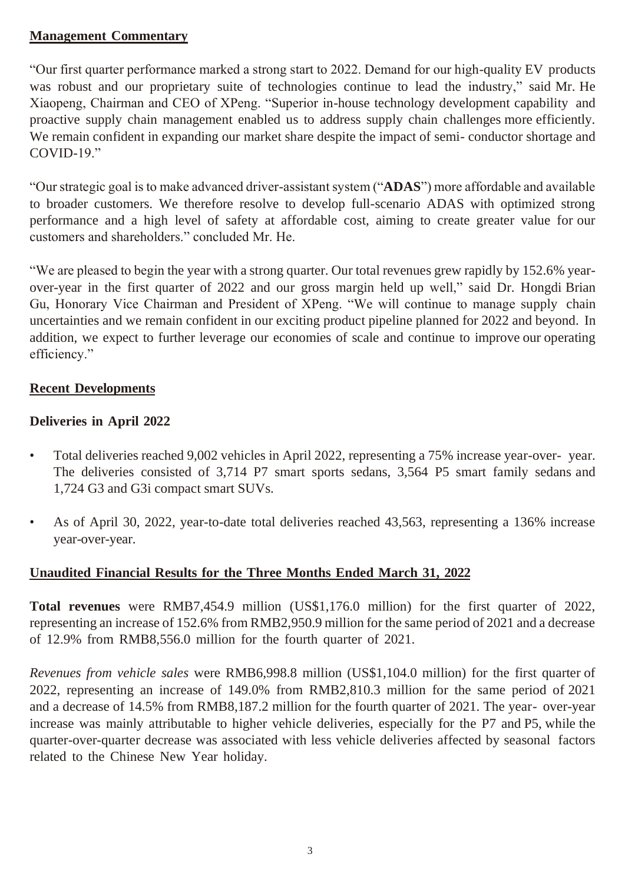## Management Commentary

"Our first quarter performance marked a strong start to 2022. Demand for our high-quality EV products was robust and our proprietary suite of technologies continue to lead the industry," said Mr. He Xiaopeng, Chairman and CEO of XPeng. "Superior in-house technology development capability and proactive supply chain management enabled us to address supply chain challenges more efficiently. We remain confident in expanding our market share despite the impact of semi- conductor shortage and COVID-19."

"Our strategic goal is to make advanced driver-assistant system ("**ADAS**") more affordable and available to broader customers. We therefore resolve to develop full-scenario ADAS with optimized strong performance and a high level of safety at affordable cost, aiming to create greater value for our customers and shareholders." concluded Mr. He.

"We are pleased to begin the year with a strong quarter. Our total revenues grew rapidly by 152.6% year-over-year in the first quarter of 2022 and our gross margin held up well," said Dr. Hongdi Brian Gu, Honorary Vice Chairman and President of XPeng. "We will continue to manage supply chain uncertainties and we remain confident in our exciting product pipeline planned for 2022 and beyond. In addition, we expect to further leverage our economies of scale and continue to improve our operating efficiency."

## Recent Developments

### Deliveries in April 2022

- Total deliveries reached 9,002 vehicles in April 2022, representing a 75% increase year-over- year. The deliveries consisted of 3,714 P7 smart sports sedans, 3,564 P5 smart family sedans and 1,724 G3 and G3i compact smart SUVs.
- As of April 30, 2022, year-to-date total deliveries reached 43,563, representing a 136% increase year-over-year.

## Unaudited Financial Results for the Three Months Ended March 31, 2022

**Total revenues** were RMB7,454.9 million (US$1,176.0 million) for the first quarter of 2022, representing an increase of 152.6% from RMB2,950.9 million for the same period of 2021 and a decrease of 12.9% from RMB8,556.0 million for the fourth quarter of 2021.

*Revenues from vehicle sales* were RMB6,998.8 million (US$1,104.0 million) for the first quarter of 2022, representing an increase of 149.0% from RMB2,810.3 million for the same period of 2021 and a decrease of 14.5% from RMB8,187.2 million for the fourth quarter of 2021. The year- over-year increase was mainly attributable to higher vehicle deliveries, especially for the P7 and P5, while the quarter-over-quarter decrease was associated with less vehicle deliveries affected by seasonal factors related to the Chinese New Year holiday.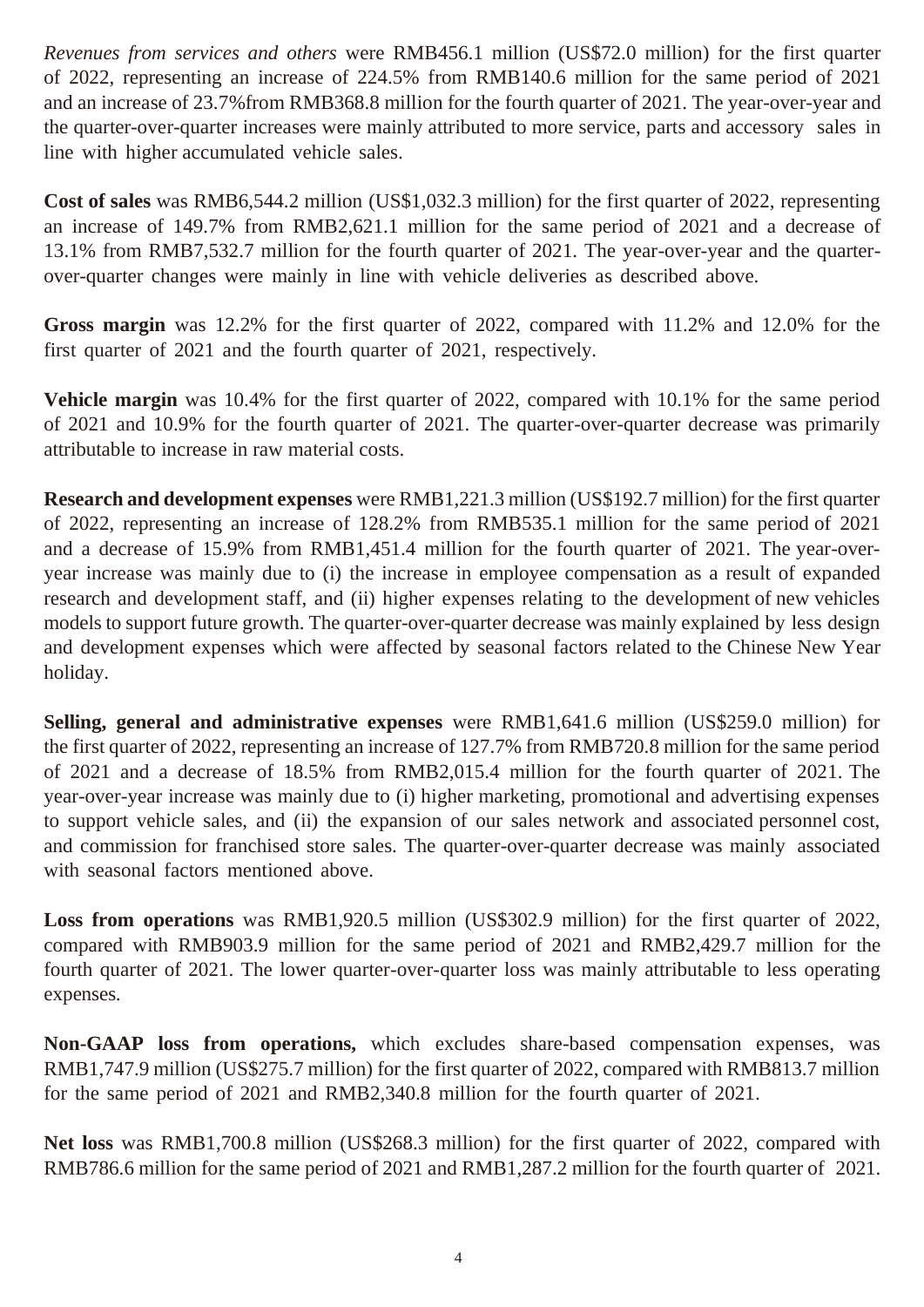*Revenues from services and others* were RMB456.1 million (US$72.0 million) for the first quarter of 2022, representing an increase of 224.5% from RMB140.6 million for the same period of 2021 and an increase of 23.7%from RMB368.8 million for the fourth quarter of 2021. The year-over-year and the quarter-over-quarter increases were mainly attributed to more service, parts and accessory sales in line with higher accumulated vehicle sales.

**Cost of sales** was RMB6,544.2 million (US$1,032.3 million) for the first quarter of 2022, representing an increase of 149.7% from RMB2,621.1 million for the same period of 2021 and a decrease of 13.1% from RMB7,532.7 million for the fourth quarter of 2021. The year-over-year and the quarter-over-quarter changes were mainly in line with vehicle deliveries as described above.

**Gross margin** was 12.2% for the first quarter of 2022, compared with 11.2% and 12.0% for the first quarter of 2021 and the fourth quarter of 2021, respectively.

**Vehicle margin** was 10.4% for the first quarter of 2022, compared with 10.1% for the same period of 2021 and 10.9% for the fourth quarter of 2021. The quarter-over-quarter decrease was primarily attributable to increase in raw material costs.

**Research and development expenses** were RMB1,221.3 million (US$192.7 million) for the first quarter of 2022, representing an increase of 128.2% from RMB535.1 million for the same period of 2021 and a decrease of 15.9% from RMB1,451.4 million for the fourth quarter of 2021. The year-over-year increase was mainly due to (i) the increase in employee compensation as a result of expanded research and development staff, and (ii) higher expenses relating to the development of new vehicles models to support future growth. The quarter-over-quarter decrease was mainly explained by less design and development expenses which were affected by seasonal factors related to the Chinese New Year holiday.

**Selling, general and administrative expenses** were RMB1,641.6 million (US$259.0 million) for the first quarter of 2022, representing an increase of 127.7% from RMB720.8 million for the same period of 2021 and a decrease of 18.5% from RMB2,015.4 million for the fourth quarter of 2021. The year-over-year increase was mainly due to (i) higher marketing, promotional and advertising expenses to support vehicle sales, and (ii) the expansion of our sales network and associated personnel cost, and commission for franchised store sales. The quarter-over-quarter decrease was mainly associated with seasonal factors mentioned above.

**Loss from operations** was RMB1,920.5 million (US$302.9 million) for the first quarter of 2022, compared with RMB903.9 million for the same period of 2021 and RMB2,429.7 million for the fourth quarter of 2021. The lower quarter-over-quarter loss was mainly attributable to less operating expenses.

**Non-GAAP loss from operations,** which excludes share-based compensation expenses, was RMB1,747.9 million (US$275.7 million) for the first quarter of 2022, compared with RMB813.7 million for the same period of 2021 and RMB2,340.8 million for the fourth quarter of 2021.

**Net loss** was RMB1,700.8 million (US$268.3 million) for the first quarter of 2022, compared with RMB786.6 million for the same period of 2021 and RMB1,287.2 million for the fourth quarter of 2021.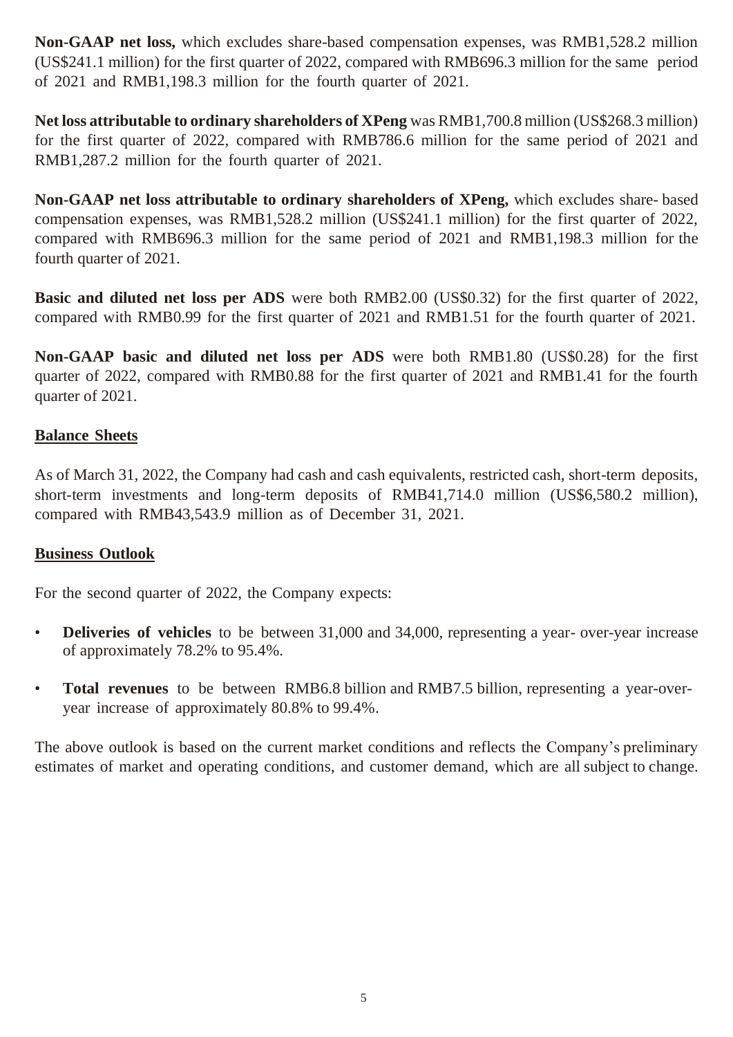**Non-GAAP net loss,** which excludes share-based compensation expenses, was RMB1,528.2 million (US$241.1 million) for the first quarter of 2022, compared with RMB696.3 million for the same period of 2021 and RMB1,198.3 million for the fourth quarter of 2021.

**Net loss attributable to ordinary shareholders of XPeng** was RMB1,700.8 million (US$268.3 million) for the first quarter of 2022, compared with RMB786.6 million for the same period of 2021 and RMB1,287.2 million for the fourth quarter of 2021.

**Non-GAAP net loss attributable to ordinary shareholders of XPeng,** which excludes share- based compensation expenses, was RMB1,528.2 million (US$241.1 million) for the first quarter of 2022, compared with RMB696.3 million for the same period of 2021 and RMB1,198.3 million for the fourth quarter of 2021.

**Basic and diluted net loss per ADS** were both RMB2.00 (US$0.32) for the first quarter of 2022, compared with RMB0.99 for the first quarter of 2021 and RMB1.51 for the fourth quarter of 2021.

**Non-GAAP basic and diluted net loss per ADS** were both RMB1.80 (US$0.28) for the first quarter of 2022, compared with RMB0.88 for the first quarter of 2021 and RMB1.41 for the fourth quarter of 2021.

## Balance Sheets

As of March 31, 2022, the Company had cash and cash equivalents, restricted cash, short-term deposits, short-term investments and long-term deposits of RMB41,714.0 million (US$6,580.2 million), compared with RMB43,543.9 million as of December 31, 2021.

## Business Outlook

For the second quarter of 2022, the Company expects:

- **Deliveries of vehicles** to be between 31,000 and 34,000, representing a year- over-year increase of approximately 78.2% to 95.4%.
- **Total revenues** to be between RMB6.8 billion and RMB7.5 billion, representing a year-over-year increase of approximately 80.8% to 99.4%.

The above outlook is based on the current market conditions and reflects the Company's preliminary estimates of market and operating conditions, and customer demand, which are all subject to change.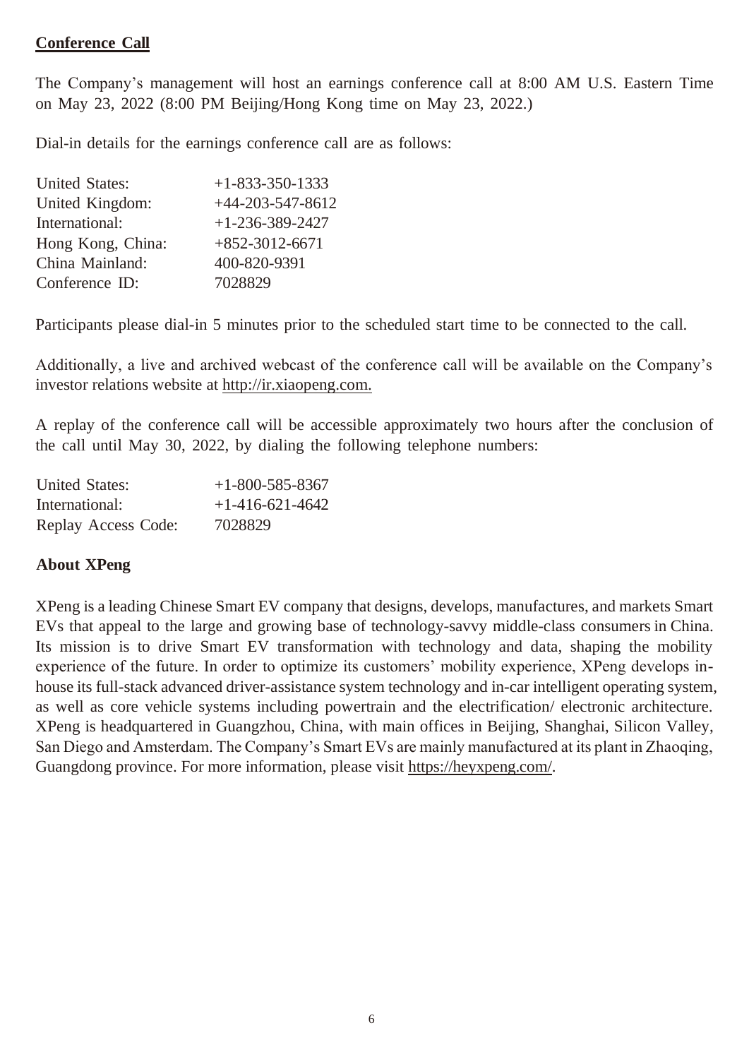## Conference Call

The Company's management will host an earnings conference call at 8:00 AM U.S. Eastern Time on May 23, 2022 (8:00 PM Beijing/Hong Kong time on May 23, 2022.)

Dial-in details for the earnings conference call are as follows:

| | |
|---|---|
| United States: | +1-833-350-1333 |
| United Kingdom: | +44-203-547-8612 |
| International: | +1-236-389-2427 |
| Hong Kong, China: | +852-3012-6671 |
| China Mainland: | 400-820-9391 |
| Conference ID: | 7028829 |

Participants please dial-in 5 minutes prior to the scheduled start time to be connected to the call.

Additionally, a live and archived webcast of the conference call will be available on the Company's investor relations website at http://ir.xiaopeng.com.

A replay of the conference call will be accessible approximately two hours after the conclusion of the call until May 30, 2022, by dialing the following telephone numbers:

| | |
|---|---|
| United States: | +1-800-585-8367 |
| International: | +1-416-621-4642 |
| Replay Access Code: | 7028829 |

## About XPeng

XPeng is a leading Chinese Smart EV company that designs, develops, manufactures, and markets Smart EVs that appeal to the large and growing base of technology-savvy middle-class consumers in China. Its mission is to drive Smart EV transformation with technology and data, shaping the mobility experience of the future. In order to optimize its customers' mobility experience, XPeng develops in-house its full-stack advanced driver-assistance system technology and in-car intelligent operating system, as well as core vehicle systems including powertrain and the electrification/ electronic architecture. XPeng is headquartered in Guangzhou, China, with main offices in Beijing, Shanghai, Silicon Valley, San Diego and Amsterdam. The Company's Smart EVs are mainly manufactured at its plant in Zhaoqing, Guangdong province. For more information, please visit https://heyxpeng.com/.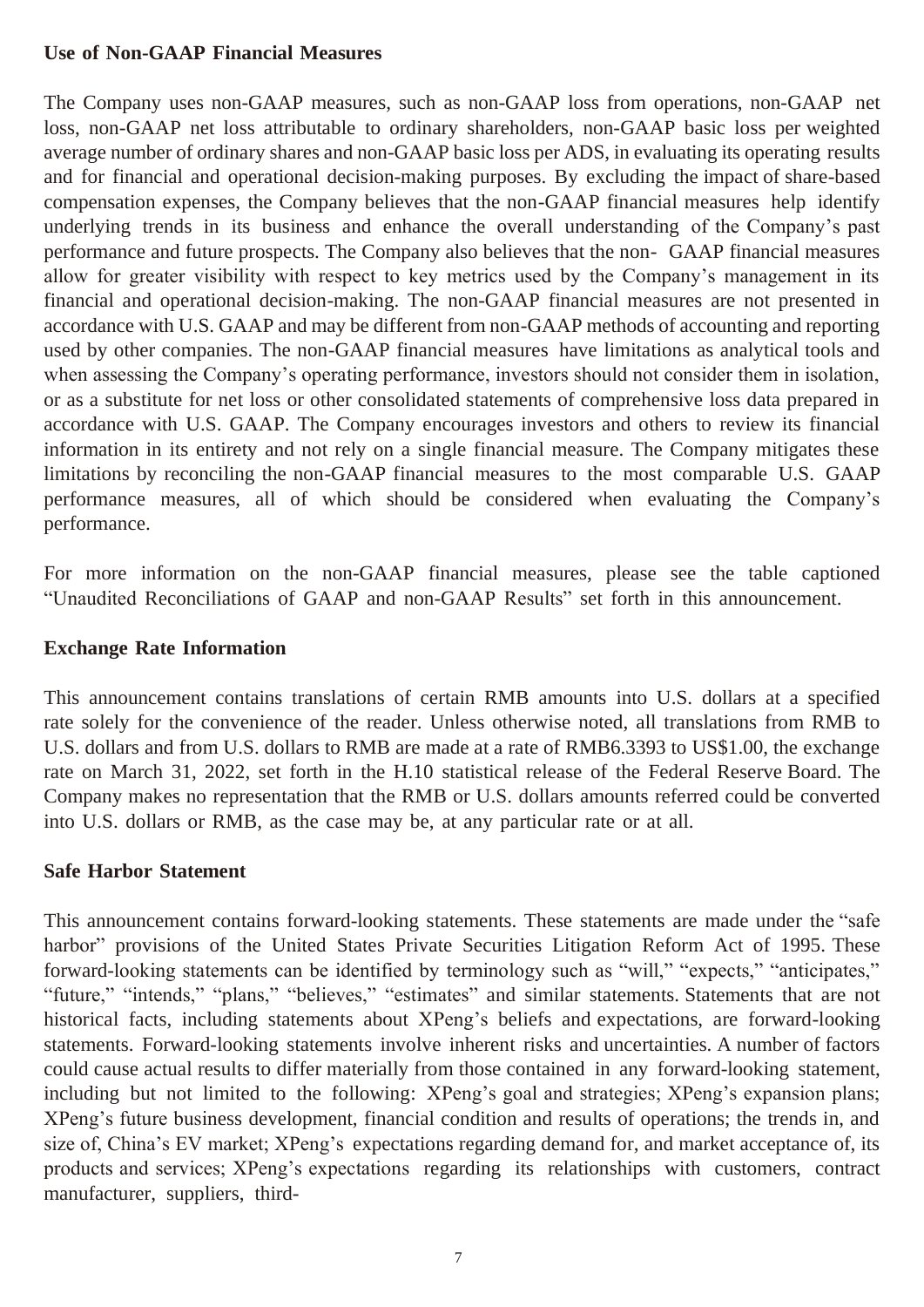**Use of Non-GAAP Financial Measures**

The Company uses non-GAAP measures, such as non-GAAP loss from operations, non-GAAP net loss, non-GAAP net loss attributable to ordinary shareholders, non-GAAP basic loss per weighted average number of ordinary shares and non-GAAP basic loss per ADS, in evaluating its operating results and for financial and operational decision-making purposes. By excluding the impact of share-based compensation expenses, the Company believes that the non-GAAP financial measures help identify underlying trends in its business and enhance the overall understanding of the Company's past performance and future prospects. The Company also believes that the non- GAAP financial measures allow for greater visibility with respect to key metrics used by the Company's management in its financial and operational decision-making. The non-GAAP financial measures are not presented in accordance with U.S. GAAP and may be different from non-GAAP methods of accounting and reporting used by other companies. The non-GAAP financial measures have limitations as analytical tools and when assessing the Company's operating performance, investors should not consider them in isolation, or as a substitute for net loss or other consolidated statements of comprehensive loss data prepared in accordance with U.S. GAAP. The Company encourages investors and others to review its financial information in its entirety and not rely on a single financial measure. The Company mitigates these limitations by reconciling the non-GAAP financial measures to the most comparable U.S. GAAP performance measures, all of which should be considered when evaluating the Company's performance.

For more information on the non-GAAP financial measures, please see the table captioned "Unaudited Reconciliations of GAAP and non-GAAP Results" set forth in this announcement.

**Exchange Rate Information**

This announcement contains translations of certain RMB amounts into U.S. dollars at a specified rate solely for the convenience of the reader. Unless otherwise noted, all translations from RMB to U.S. dollars and from U.S. dollars to RMB are made at a rate of RMB6.3393 to US$1.00, the exchange rate on March 31, 2022, set forth in the H.10 statistical release of the Federal Reserve Board. The Company makes no representation that the RMB or U.S. dollars amounts referred could be converted into U.S. dollars or RMB, as the case may be, at any particular rate or at all.

**Safe Harbor Statement**

This announcement contains forward-looking statements. These statements are made under the "safe harbor" provisions of the United States Private Securities Litigation Reform Act of 1995. These forward-looking statements can be identified by terminology such as "will," "expects," "anticipates," "future," "intends," "plans," "believes," "estimates" and similar statements. Statements that are not historical facts, including statements about XPeng's beliefs and expectations, are forward-looking statements. Forward-looking statements involve inherent risks and uncertainties. A number of factors could cause actual results to differ materially from those contained in any forward-looking statement, including but not limited to the following: XPeng's goal and strategies; XPeng's expansion plans; XPeng's future business development, financial condition and results of operations; the trends in, and size of, China's EV market; XPeng's expectations regarding demand for, and market acceptance of, its products and services; XPeng's expectations regarding its relationships with customers, contract manufacturer, suppliers, third-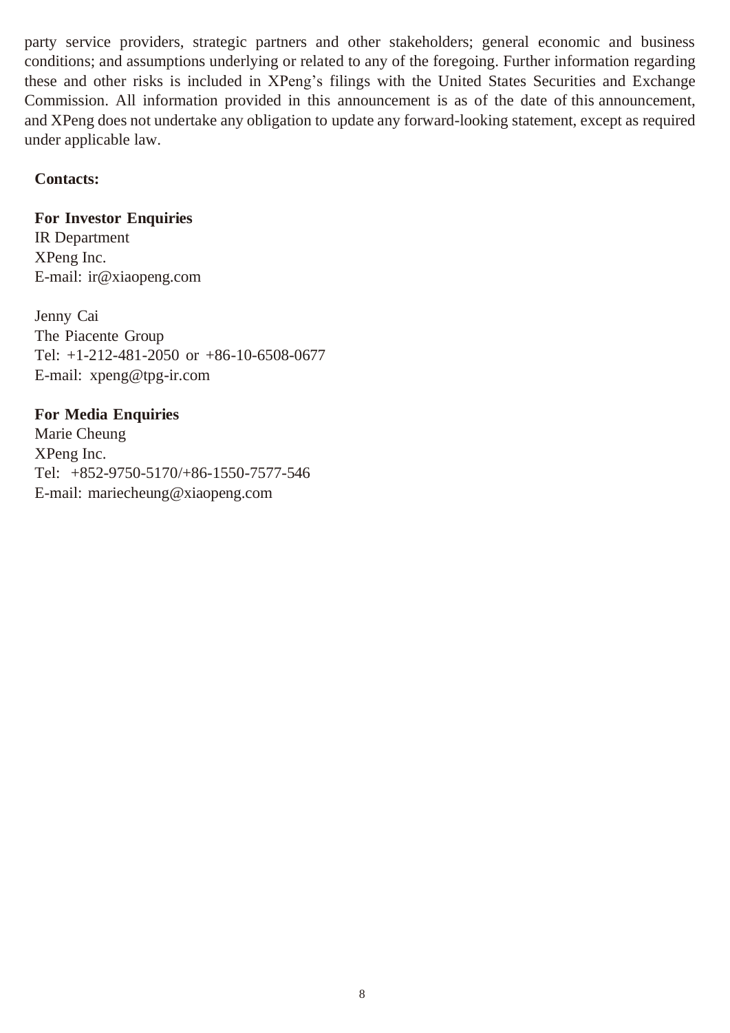party service providers, strategic partners and other stakeholders; general economic and business conditions; and assumptions underlying or related to any of the foregoing. Further information regarding these and other risks is included in XPeng's filings with the United States Securities and Exchange Commission. All information provided in this announcement is as of the date of this announcement, and XPeng does not undertake any obligation to update any forward-looking statement, except as required under applicable law.

**Contacts:**

**For Investor Enquiries**
IR Department
XPeng Inc.
E-mail: ir@xiaopeng.com

Jenny Cai
The Piacente Group
Tel: +1-212-481-2050 or +86-10-6508-0677
E-mail: xpeng@tpg-ir.com

**For Media Enquiries**
Marie Cheung
XPeng Inc.
Tel: +852-9750-5170/+86-1550-7577-546
E-mail: mariecheung@xiaopeng.com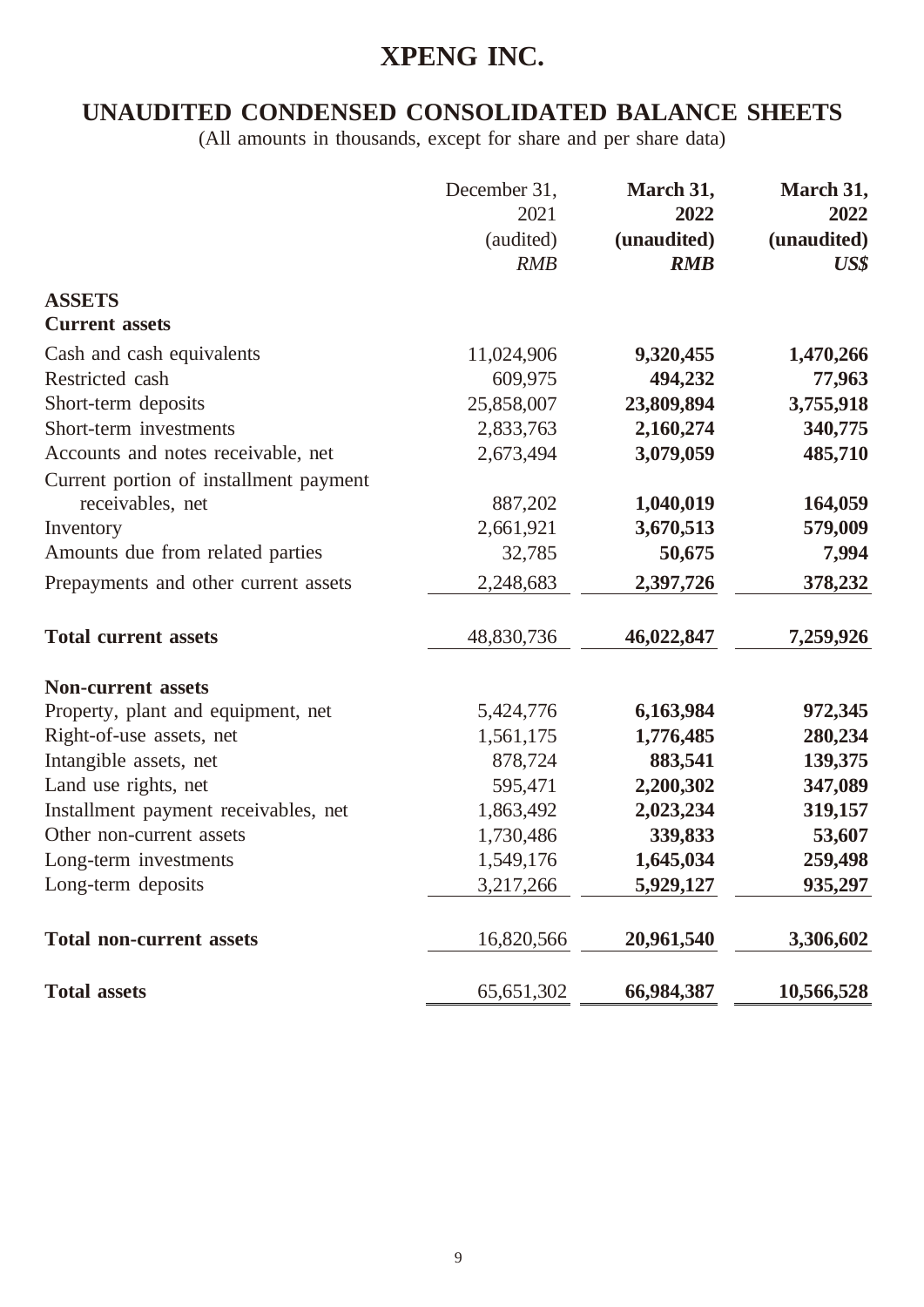# XPENG INC.

## UNAUDITED CONDENSED CONSOLIDATED BALANCE SHEETS

(All amounts in thousands, except for share and per share data)

| | December 31, 2021 (audited) *RMB* | **March 31, 2022 (unaudited) *RMB*** | **March 31, 2022 (unaudited) *US$*** |
|---|---|---|---|
| **ASSETS** | | | |
| **Current assets** | | | |
| Cash and cash equivalents | 11,024,906 | **9,320,455** | **1,470,266** |
| Restricted cash | 609,975 | **494,232** | **77,963** |
| Short-term deposits | 25,858,007 | **23,809,894** | **3,755,918** |
| Short-term investments | 2,833,763 | **2,160,274** | **340,775** |
| Accounts and notes receivable, net | 2,673,494 | **3,079,059** | **485,710** |
| Current portion of installment payment receivables, net | 887,202 | **1,040,019** | **164,059** |
| Inventory | 2,661,921 | **3,670,513** | **579,009** |
| Amounts due from related parties | 32,785 | **50,675** | **7,994** |
| Prepayments and other current assets | 2,248,683 | **2,397,726** | **378,232** |
| **Total current assets** | 48,830,736 | **46,022,847** | **7,259,926** |
| **Non-current assets** | | | |
| Property, plant and equipment, net | 5,424,776 | **6,163,984** | **972,345** |
| Right-of-use assets, net | 1,561,175 | **1,776,485** | **280,234** |
| Intangible assets, net | 878,724 | **883,541** | **139,375** |
| Land use rights, net | 595,471 | **2,200,302** | **347,089** |
| Installment payment receivables, net | 1,863,492 | **2,023,234** | **319,157** |
| Other non-current assets | 1,730,486 | **339,833** | **53,607** |
| Long-term investments | 1,549,176 | **1,645,034** | **259,498** |
| Long-term deposits | 3,217,266 | **5,929,127** | **935,297** |
| **Total non-current assets** | 16,820,566 | **20,961,540** | **3,306,602** |
| **Total assets** | 65,651,302 | **66,984,387** | **10,566,528** |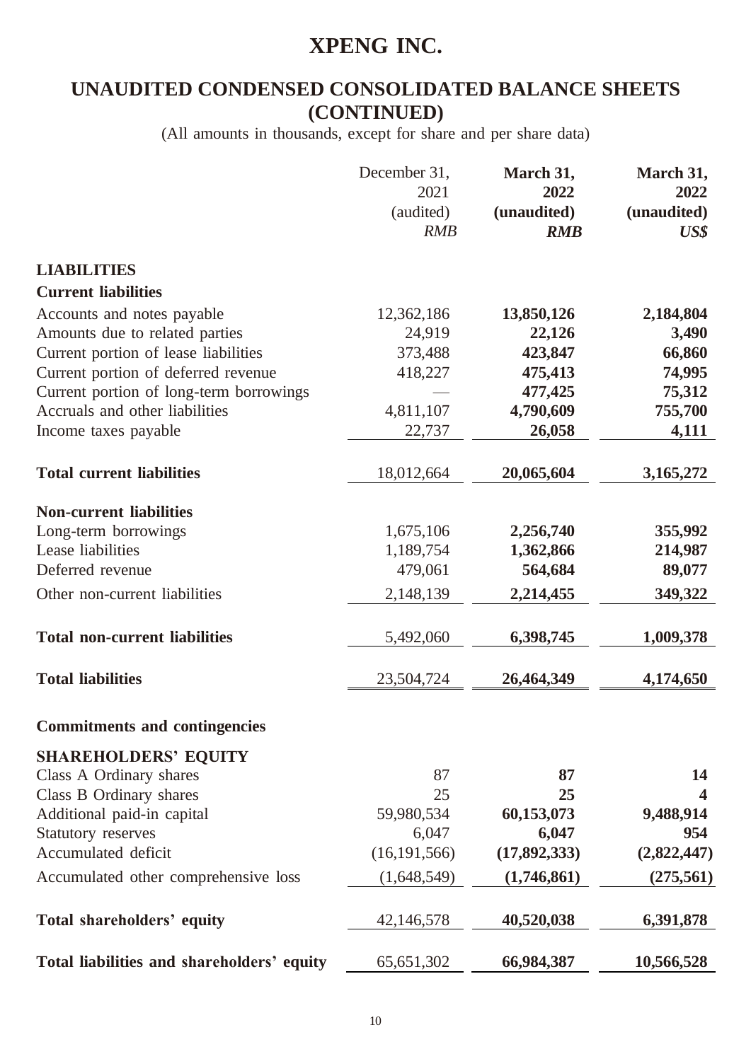# XPENG INC.

## UNAUDITED CONDENSED CONSOLIDATED BALANCE SHEETS (CONTINUED)

(All amounts in thousands, except for share and per share data)

| | December 31, 2021 (audited) *RMB* | **March 31, 2022 (unaudited)** ***RMB*** | **March 31, 2022 (unaudited)** ***US$*** |
|---|---|---|---|
| **LIABILITIES** | | | |
| **Current liabilities** | | | |
| Accounts and notes payable | 12,362,186 | **13,850,126** | **2,184,804** |
| Amounts due to related parties | 24,919 | **22,126** | **3,490** |
| Current portion of lease liabilities | 373,488 | **423,847** | **66,860** |
| Current portion of deferred revenue | 418,227 | **475,413** | **74,995** |
| Current portion of long-term borrowings | — | **477,425** | **75,312** |
| Accruals and other liabilities | 4,811,107 | **4,790,609** | **755,700** |
| Income taxes payable | 22,737 | **26,058** | **4,111** |
| **Total current liabilities** | 18,012,664 | **20,065,604** | **3,165,272** |
| **Non-current liabilities** | | | |
| Long-term borrowings | 1,675,106 | **2,256,740** | **355,992** |
| Lease liabilities | 1,189,754 | **1,362,866** | **214,987** |
| Deferred revenue | 479,061 | **564,684** | **89,077** |
| Other non-current liabilities | 2,148,139 | **2,214,455** | **349,322** |
| **Total non-current liabilities** | 5,492,060 | **6,398,745** | **1,009,378** |
| **Total liabilities** | 23,504,724 | **26,464,349** | **4,174,650** |
| **Commitments and contingencies** | | | |
| **SHAREHOLDERS' EQUITY** | | | |
| Class A Ordinary shares | 87 | **87** | **14** |
| Class B Ordinary shares | 25 | **25** | **4** |
| Additional paid-in capital | 59,980,534 | **60,153,073** | **9,488,914** |
| Statutory reserves | 6,047 | **6,047** | **954** |
| Accumulated deficit | (16,191,566) | **(17,892,333)** | **(2,822,447)** |
| Accumulated other comprehensive loss | (1,648,549) | **(1,746,861)** | **(275,561)** |
| **Total shareholders' equity** | 42,146,578 | **40,520,038** | **6,391,878** |
| **Total liabilities and shareholders' equity** | 65,651,302 | **66,984,387** | **10,566,528** |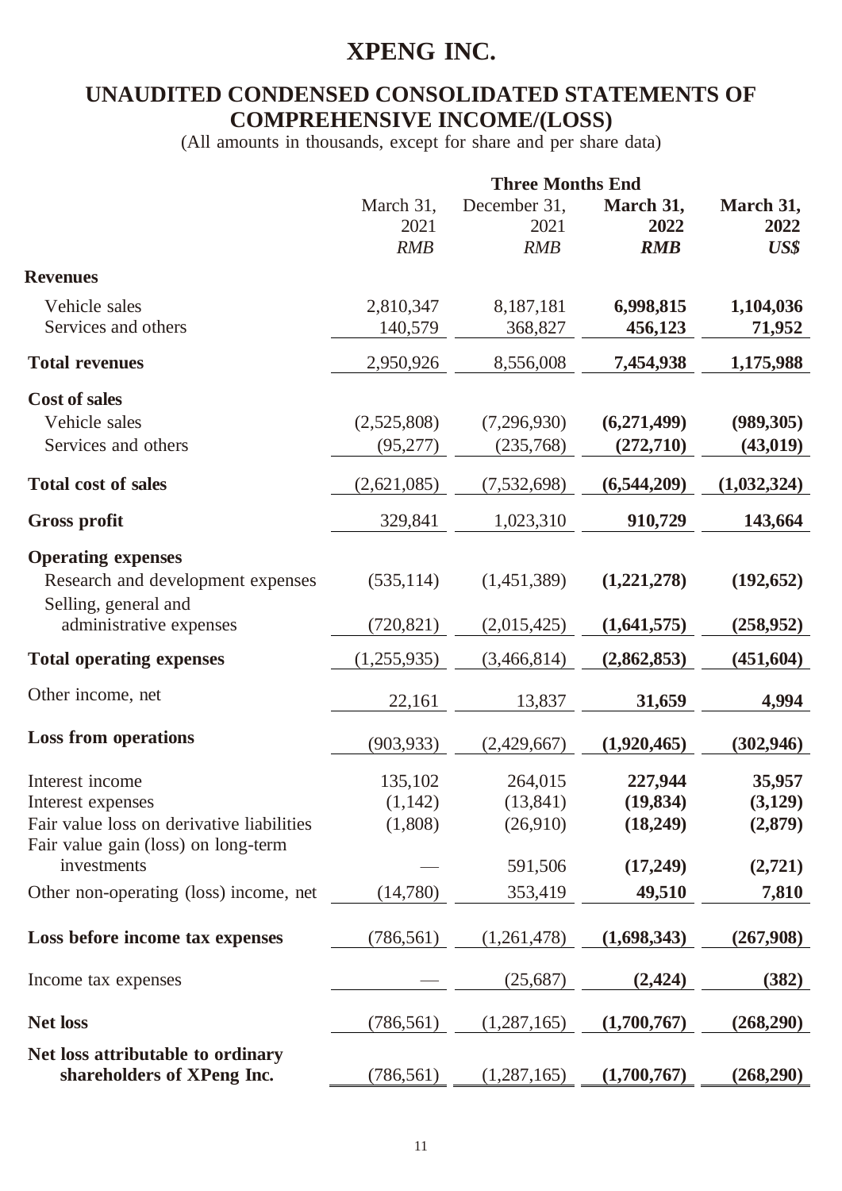# XPENG INC.

## UNAUDITED CONDENSED CONSOLIDATED STATEMENTS OF COMPREHENSIVE INCOME/(LOSS)

(All amounts in thousands, except for share and per share data)

| | Three Months End | | | |
|---|---|---|---|---|
| | March 31, 2021 *RMB* | December 31, 2021 *RMB* | **March 31, 2022** ***RMB*** | **March 31, 2022** ***US$*** |
| **Revenues** | | | | |
| Vehicle sales | 2,810,347 | 8,187,181 | **6,998,815** | **1,104,036** |
| Services and others | 140,579 | 368,827 | **456,123** | **71,952** |
| **Total revenues** | 2,950,926 | 8,556,008 | **7,454,938** | **1,175,988** |
| **Cost of sales** | | | | |
| Vehicle sales | (2,525,808) | (7,296,930) | **(6,271,499)** | **(989,305)** |
| Services and others | (95,277) | (235,768) | **(272,710)** | **(43,019)** |
| **Total cost of sales** | (2,621,085) | (7,532,698) | **(6,544,209)** | **(1,032,324)** |
| **Gross profit** | 329,841 | 1,023,310 | **910,729** | **143,664** |
| **Operating expenses** | | | | |
| Research and development expenses | (535,114) | (1,451,389) | **(1,221,278)** | **(192,652)** |
| Selling, general and administrative expenses | (720,821) | (2,015,425) | **(1,641,575)** | **(258,952)** |
| **Total operating expenses** | (1,255,935) | (3,466,814) | **(2,862,853)** | **(451,604)** |
| Other income, net | 22,161 | 13,837 | **31,659** | **4,994** |
| **Loss from operations** | (903,933) | (2,429,667) | **(1,920,465)** | **(302,946)** |
| Interest income | 135,102 | 264,015 | **227,944** | **35,957** |
| Interest expenses | (1,142) | (13,841) | **(19,834)** | **(3,129)** |
| Fair value loss on derivative liabilities | (1,808) | (26,910) | **(18,249)** | **(2,879)** |
| Fair value gain (loss) on long-term investments | — | 591,506 | **(17,249)** | **(2,721)** |
| Other non-operating (loss) income, net | (14,780) | 353,419 | **49,510** | **7,810** |
| **Loss before income tax expenses** | (786,561) | (1,261,478) | **(1,698,343)** | **(267,908)** |
| Income tax expenses | — | (25,687) | **(2,424)** | **(382)** |
| **Net loss** | (786,561) | (1,287,165) | **(1,700,767)** | **(268,290)** |
| **Net loss attributable to ordinary shareholders of XPeng Inc.** | (786,561) | (1,287,165) | **(1,700,767)** | **(268,290)** |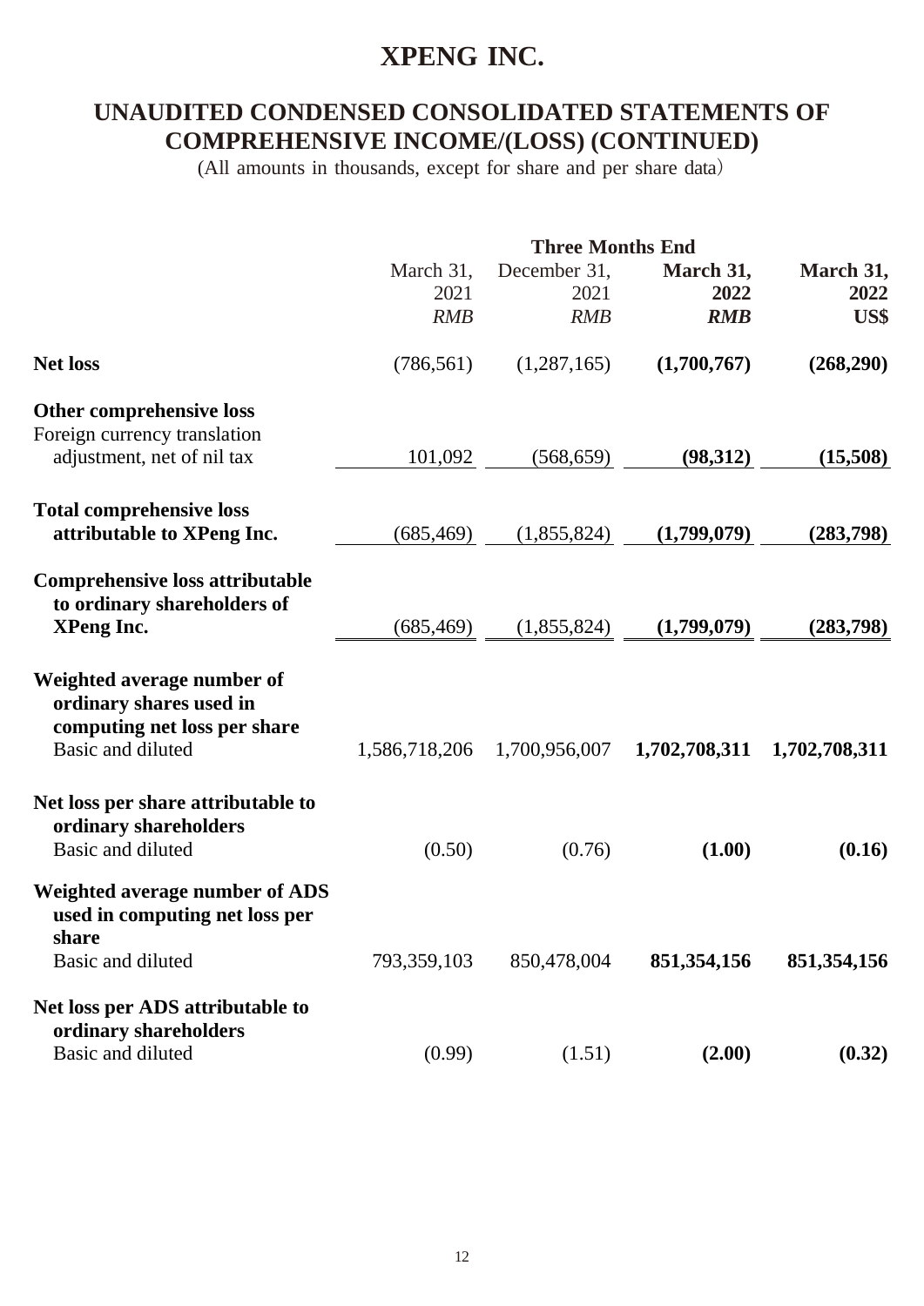# XPENG INC.

## UNAUDITED CONDENSED CONSOLIDATED STATEMENTS OF COMPREHENSIVE INCOME/(LOSS) (CONTINUED)

(All amounts in thousands, except for share and per share data)

| | Three Months End | | | |
|---|---|---|---|---|
| | March 31, 2021 *RMB* | December 31, 2021 *RMB* | **March 31, 2022** ***RMB*** | **March 31, 2022 US$** |
| **Net loss** | (786,561) | (1,287,165) | **(1,700,767)** | **(268,290)** |
| **Other comprehensive loss** | | | | |
| Foreign currency translation adjustment, net of nil tax | 101,092 | (568,659) | **(98,312)** | **(15,508)** |
| **Total comprehensive loss attributable to XPeng Inc.** | (685,469) | (1,855,824) | **(1,799,079)** | **(283,798)** |
| **Comprehensive loss attributable to ordinary shareholders of XPeng Inc.** | (685,469) | (1,855,824) | **(1,799,079)** | **(283,798)** |
| **Weighted average number of ordinary shares used in computing net loss per share** | | | | |
| Basic and diluted | 1,586,718,206 | 1,700,956,007 | **1,702,708,311** | **1,702,708,311** |
| **Net loss per share attributable to ordinary shareholders** | | | | |
| Basic and diluted | (0.50) | (0.76) | **(1.00)** | **(0.16)** |
| **Weighted average number of ADS used in computing net loss per share** | | | | |
| Basic and diluted | 793,359,103 | 850,478,004 | **851,354,156** | **851,354,156** |
| **Net loss per ADS attributable to ordinary shareholders** | | | | |
| Basic and diluted | (0.99) | (1.51) | **(2.00)** | **(0.32)** |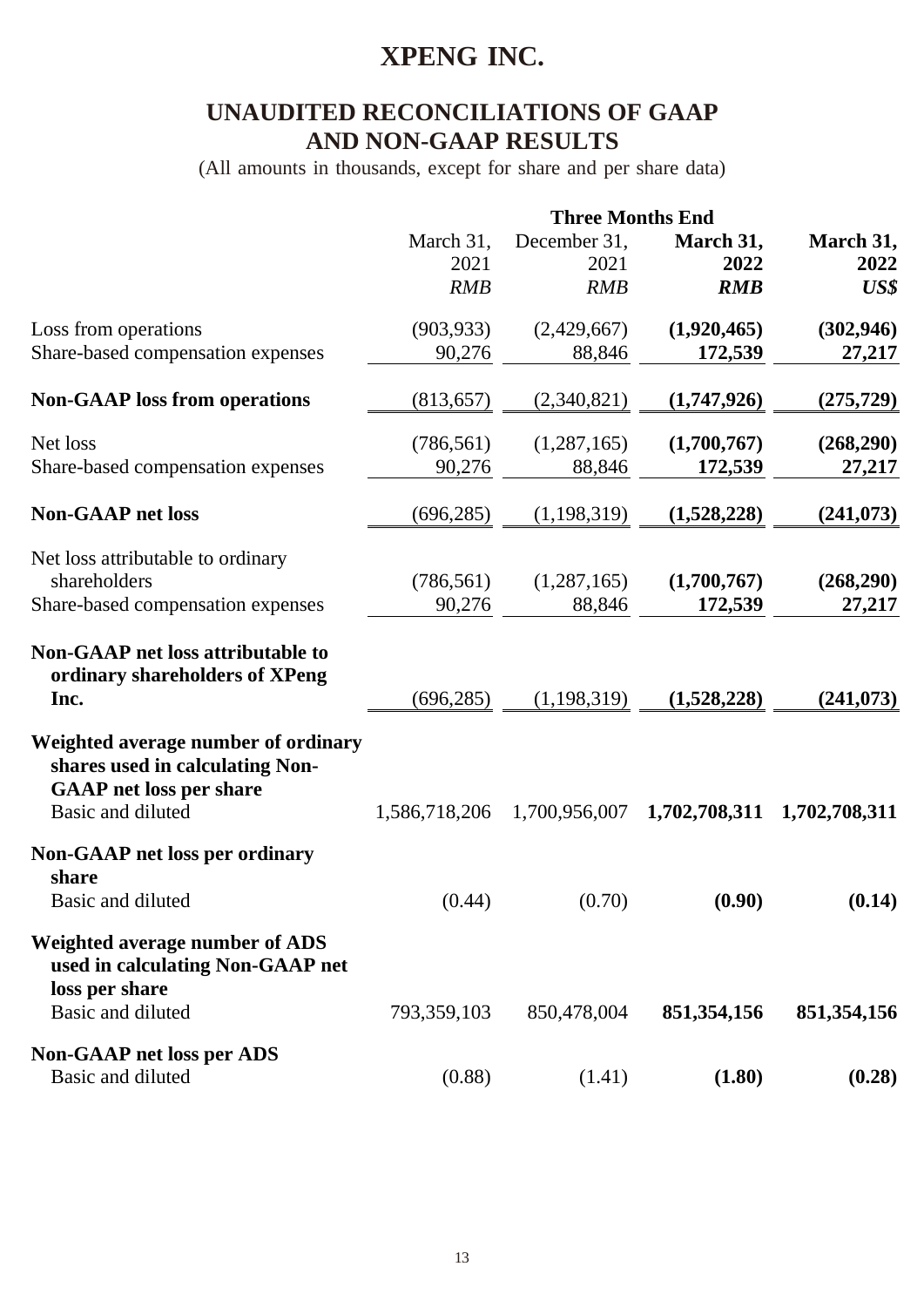# XPENG INC.

## UNAUDITED RECONCILIATIONS OF GAAP AND NON-GAAP RESULTS

(All amounts in thousands, except for share and per share data)

| | Three Months End | | | |
|---|---|---|---|---|
| | March 31, 2021 *RMB* | December 31, 2021 *RMB* | **March 31, 2022** ***RMB*** | **March 31, 2022** ***US$*** |
| Loss from operations | (903,933) | (2,429,667) | **(1,920,465)** | **(302,946)** |
| Share-based compensation expenses | 90,276 | 88,846 | **172,539** | **27,217** |
| **Non-GAAP loss from operations** | (813,657) | (2,340,821) | **(1,747,926)** | **(275,729)** |
| Net loss | (786,561) | (1,287,165) | **(1,700,767)** | **(268,290)** |
| Share-based compensation expenses | 90,276 | 88,846 | **172,539** | **27,217** |
| **Non-GAAP net loss** | (696,285) | (1,198,319) | **(1,528,228)** | **(241,073)** |
| Net loss attributable to ordinary shareholders | (786,561) | (1,287,165) | **(1,700,767)** | **(268,290)** |
| Share-based compensation expenses | 90,276 | 88,846 | **172,539** | **27,217** |
| **Non-GAAP net loss attributable to ordinary shareholders of XPeng Inc.** | (696,285) | (1,198,319) | **(1,528,228)** | **(241,073)** |
| **Weighted average number of ordinary shares used in calculating Non-GAAP net loss per share** | | | | |
| Basic and diluted | 1,586,718,206 | 1,700,956,007 | **1,702,708,311** | **1,702,708,311** |
| **Non-GAAP net loss per ordinary share** | | | | |
| Basic and diluted | (0.44) | (0.70) | **(0.90)** | **(0.14)** |
| **Weighted average number of ADS used in calculating Non-GAAP net loss per share** | | | | |
| Basic and diluted | 793,359,103 | 850,478,004 | **851,354,156** | **851,354,156** |
| **Non-GAAP net loss per ADS** | | | | |
| Basic and diluted | (0.88) | (1.41) | **(1.80)** | **(0.28)** |